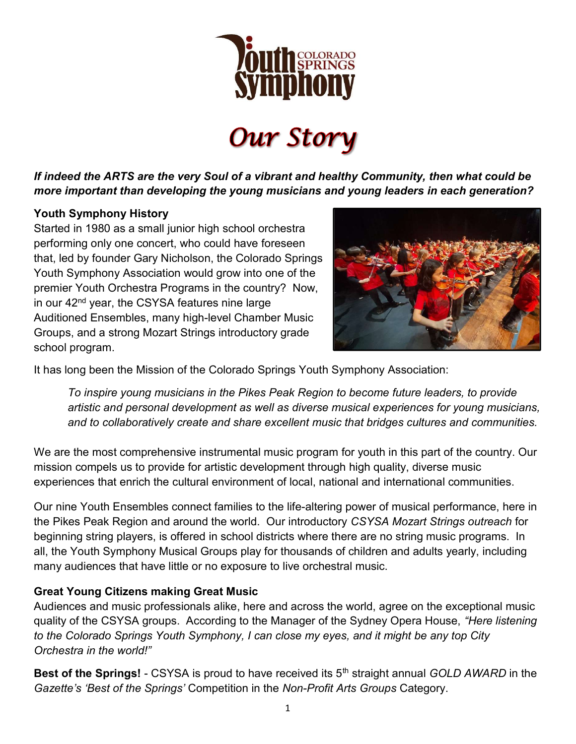# Youth Symphony Colorado Springs

# *Our Story*

***If indeed the ARTS are the very Soul of a vibrant and healthy Community, then what could be more important than developing the young musicians and young leaders in each generation?***

**Youth Symphony History**

Started in 1980 as a small junior high school orchestra performing only one concert, who could have foreseen that, led by founder Gary Nicholson, the Colorado Springs Youth Symphony Association would grow into one of the premier Youth Orchestra Programs in the country? Now, in our 42nd year, the CSYSA features nine large Auditioned Ensembles, many high-level Chamber Music Groups, and a strong Mozart Strings introductory grade school program.

It has long been the Mission of the Colorado Springs Youth Symphony Association:

> *To inspire young musicians in the Pikes Peak Region to become future leaders, to provide artistic and personal development as well as diverse musical experiences for young musicians, and to collaboratively create and share excellent music that bridges cultures and communities.*

We are the most comprehensive instrumental music program for youth in this part of the country. Our mission compels us to provide for artistic development through high quality, diverse music experiences that enrich the cultural environment of local, national and international communities.

Our nine Youth Ensembles connect families to the life-altering power of musical performance, here in the Pikes Peak Region and around the world. Our introductory *CSYSA Mozart Strings outreach* for beginning string players, is offered in school districts where there are no string music programs. In all, the Youth Symphony Musical Groups play for thousands of children and adults yearly, including many audiences that have little or no exposure to live orchestral music.

**Great Young Citizens making Great Music**

Audiences and music professionals alike, here and across the world, agree on the exceptional music quality of the CSYSA groups. According to the Manager of the Sydney Opera House, *"Here listening to the Colorado Springs Youth Symphony, I can close my eyes, and it might be any top City Orchestra in the world!"*

**Best of the Springs!** - CSYSA is proud to have received its 5th straight annual *GOLD AWARD* in the *Gazette's 'Best of the Springs'* Competition in the *Non-Profit Arts Groups* Category.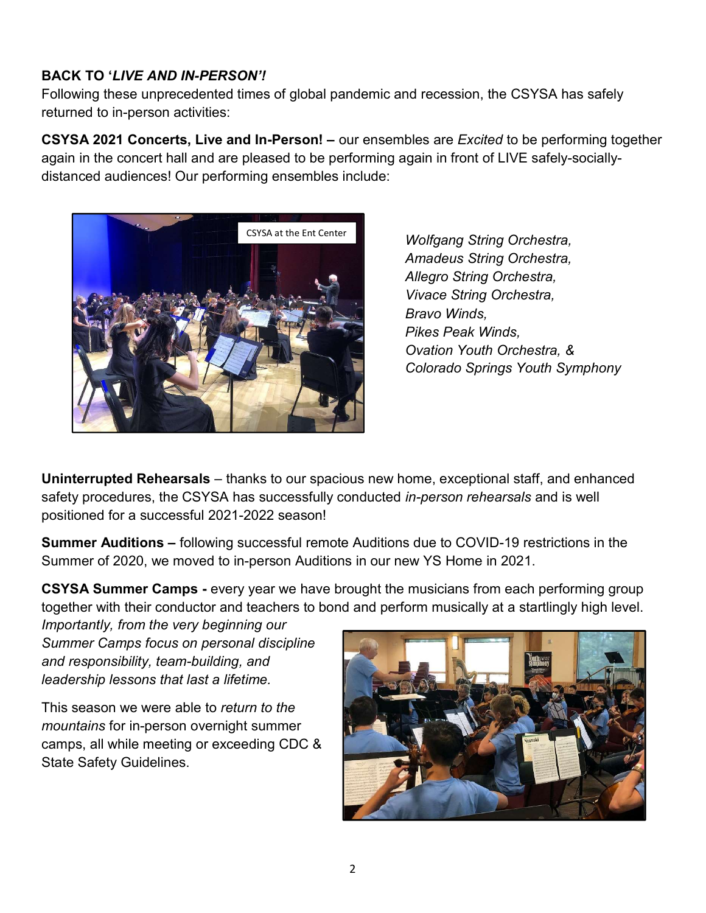**BACK TO '*LIVE AND IN-PERSON'!***

Following these unprecedented times of global pandemic and recession, the CSYSA has safely returned to in-person activities:

**CSYSA 2021 Concerts, Live and In-Person! –** our ensembles are *Excited* to be performing together again in the concert hall and are pleased to be performing again in front of LIVE safely-socially-distanced audiences! Our performing ensembles include:

CSYSA at the Ent Center

*Wolfgang String Orchestra,*
*Amadeus String Orchestra,*
*Allegro String Orchestra,*
*Vivace String Orchestra,*
*Bravo Winds,*
*Pikes Peak Winds,*
*Ovation Youth Orchestra,* &
*Colorado Springs Youth Symphony*

**Uninterrupted Rehearsals** – thanks to our spacious new home, exceptional staff, and enhanced safety procedures, the CSYSA has successfully conducted *in-person rehearsals* and is well positioned for a successful 2021-2022 season!

**Summer Auditions –** following successful remote Auditions due to COVID-19 restrictions in the Summer of 2020, we moved to in-person Auditions in our new YS Home in 2021.

**CSYSA Summer Camps -** every year we have brought the musicians from each performing group together with their conductor and teachers to bond and perform musically at a startlingly high level. *Importantly, from the very beginning our Summer Camps focus on personal discipline and responsibility, team-building, and leadership lessons that last a lifetime.*

This season we were able to *return to the mountains* for in-person overnight summer camps, all while meeting or exceeding CDC & State Safety Guidelines.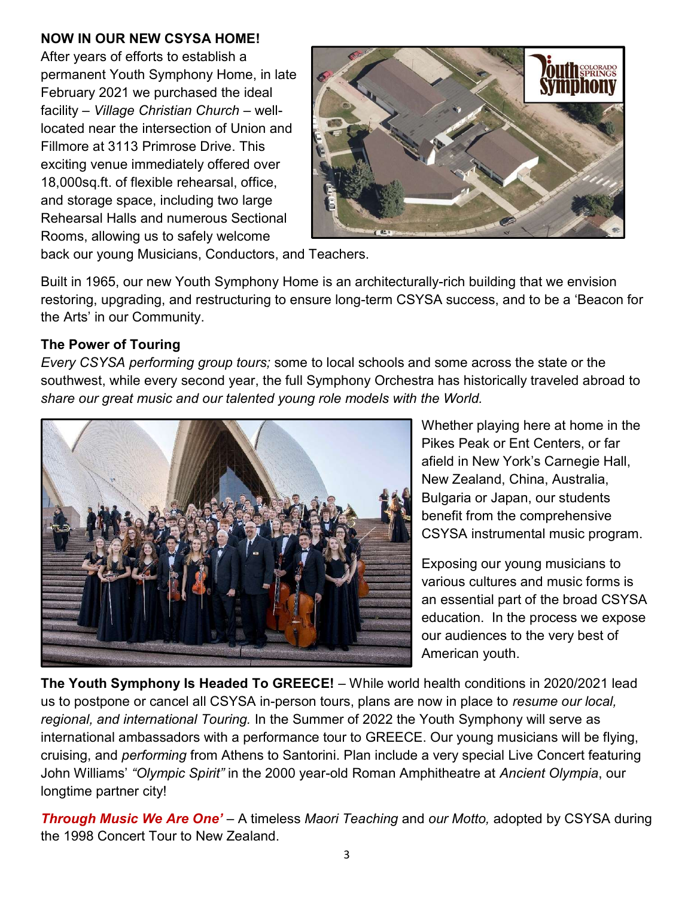**NOW IN OUR NEW CSYSA HOME!**

After years of efforts to establish a permanent Youth Symphony Home, in late February 2021 we purchased the ideal facility – *Village Christian Church* – well-located near the intersection of Union and Fillmore at 3113 Primrose Drive. This exciting venue immediately offered over 18,000sq.ft. of flexible rehearsal, office, and storage space, including two large Rehearsal Halls and numerous Sectional Rooms, allowing us to safely welcome back our young Musicians, Conductors, and Teachers.

Built in 1965, our new Youth Symphony Home is an architecturally-rich building that we envision restoring, upgrading, and restructuring to ensure long-term CSYSA success, and to be a 'Beacon for the Arts' in our Community.

**The Power of Touring**

*Every CSYSA performing group tours;* some to local schools and some across the state or the southwest, while every second year, the full Symphony Orchestra has historically traveled abroad to *share our great music and our talented young role models with the World.*

Whether playing here at home in the Pikes Peak or Ent Centers, or far afield in New York's Carnegie Hall, New Zealand, China, Australia, Bulgaria or Japan, our students benefit from the comprehensive CSYSA instrumental music program.

Exposing our young musicians to various cultures and music forms is an essential part of the broad CSYSA education. In the process we expose our audiences to the very best of American youth.

**The Youth Symphony Is Headed To GREECE!** – While world health conditions in 2020/2021 lead us to postpone or cancel all CSYSA in-person tours, plans are now in place to *resume our local, regional, and international Touring.* In the Summer of 2022 the Youth Symphony will serve as international ambassadors with a performance tour to GREECE. Our young musicians will be flying, cruising, and *performing* from Athens to Santorini. Plan include a very special Live Concert featuring John Williams' *"Olympic Spirit"* in the 2000 year-old Roman Amphitheatre at *Ancient Olympia*, our longtime partner city!

***Through Music We Are One'*** – A timeless *Maori Teaching* and *our Motto,* adopted by CSYSA during the 1998 Concert Tour to New Zealand.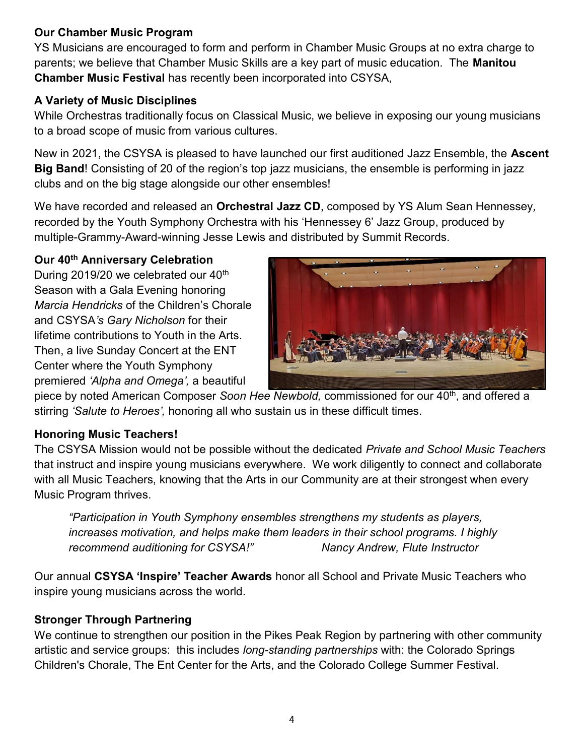**Our Chamber Music Program**

YS Musicians are encouraged to form and perform in Chamber Music Groups at no extra charge to parents; we believe that Chamber Music Skills are a key part of music education. The **Manitou Chamber Music Festival** has recently been incorporated into CSYSA,

**A Variety of Music Disciplines**

While Orchestras traditionally focus on Classical Music, we believe in exposing our young musicians to a broad scope of music from various cultures.

New in 2021, the CSYSA is pleased to have launched our first auditioned Jazz Ensemble, the **Ascent Big Band**! Consisting of 20 of the region's top jazz musicians, the ensemble is performing in jazz clubs and on the big stage alongside our other ensembles!

We have recorded and released an **Orchestral Jazz CD**, composed by YS Alum Sean Hennessey, recorded by the Youth Symphony Orchestra with his 'Hennessey 6' Jazz Group, produced by multiple-Grammy-Award-winning Jesse Lewis and distributed by Summit Records.

**Our 40th Anniversary Celebration**

During 2019/20 we celebrated our 40th Season with a Gala Evening honoring *Marcia Hendricks* of the Children's Chorale and CSYSA*'s Gary Nicholson* for their lifetime contributions to Youth in the Arts. Then, a live Sunday Concert at the ENT Center where the Youth Symphony premiered *'Alpha and Omega',* a beautiful piece by noted American Composer *Soon Hee Newbold,* commissioned for our 40th, and offered a stirring *'Salute to Heroes',* honoring all who sustain us in these difficult times.

**Honoring Music Teachers!**

The CSYSA Mission would not be possible without the dedicated *Private and School Music Teachers* that instruct and inspire young musicians everywhere. We work diligently to connect and collaborate with all Music Teachers, knowing that the Arts in our Community are at their strongest when every Music Program thrives.

> *"Participation in Youth Symphony ensembles strengthens my students as players, increases motivation, and helps make them leaders in their school programs. I highly recommend auditioning for CSYSA!"* — *Nancy Andrew, Flute Instructor*

Our annual **CSYSA 'Inspire' Teacher Awards** honor all School and Private Music Teachers who inspire young musicians across the world.

**Stronger Through Partnering**

We continue to strengthen our position in the Pikes Peak Region by partnering with other community artistic and service groups: this includes *long-standing partnerships* with: the Colorado Springs Children's Chorale, The Ent Center for the Arts, and the Colorado College Summer Festival.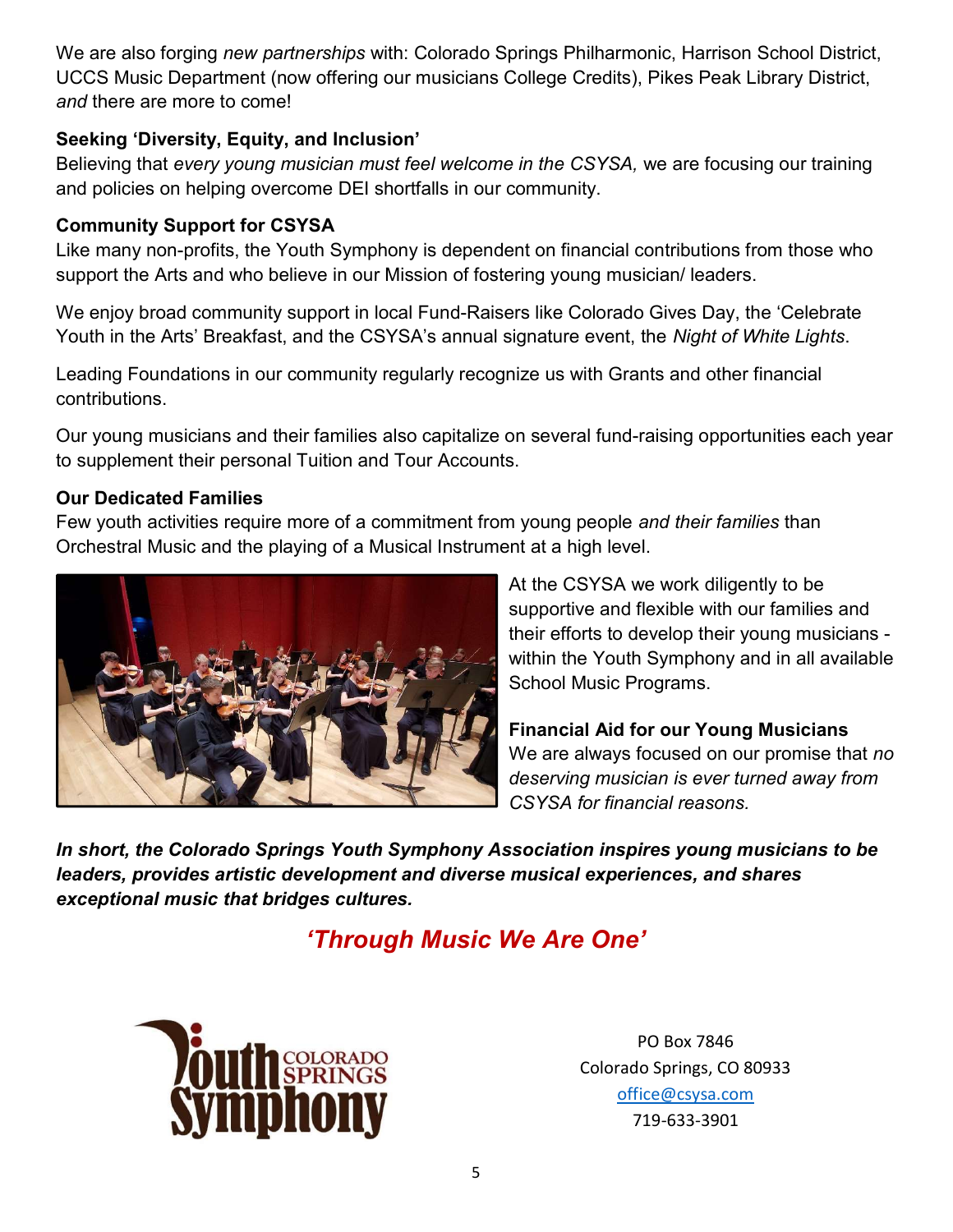We are also forging *new partnerships* with: Colorado Springs Philharmonic, Harrison School District, UCCS Music Department (now offering our musicians College Credits), Pikes Peak Library District, *and* there are more to come!

**Seeking 'Diversity, Equity, and Inclusion'**

Believing that *every young musician must feel welcome in the CSYSA,* we are focusing our training and policies on helping overcome DEI shortfalls in our community.

**Community Support for CSYSA**

Like many non-profits, the Youth Symphony is dependent on financial contributions from those who support the Arts and who believe in our Mission of fostering young musician/ leaders.

We enjoy broad community support in local Fund-Raisers like Colorado Gives Day, the 'Celebrate Youth in the Arts' Breakfast, and the CSYSA's annual signature event, the *Night of White Lights*.

Leading Foundations in our community regularly recognize us with Grants and other financial contributions.

Our young musicians and their families also capitalize on several fund-raising opportunities each year to supplement their personal Tuition and Tour Accounts.

**Our Dedicated Families**

Few youth activities require more of a commitment from young people *and their families* than Orchestral Music and the playing of a Musical Instrument at a high level.

At the CSYSA we work diligently to be supportive and flexible with our families and their efforts to develop their young musicians - within the Youth Symphony and in all available School Music Programs.

**Financial Aid for our Young Musicians**

We are always focused on our promise that *no deserving musician is ever turned away from CSYSA for financial reasons.*

***In short, the Colorado Springs Youth Symphony Association inspires young musicians to be leaders, provides artistic development and diverse musical experiences, and shares exceptional music that bridges cultures.***

***'Through Music We Are One'***

Youth Symphony Colorado Springs

PO Box 7846
Colorado Springs, CO 80933
office@csysa.com
719-633-3901